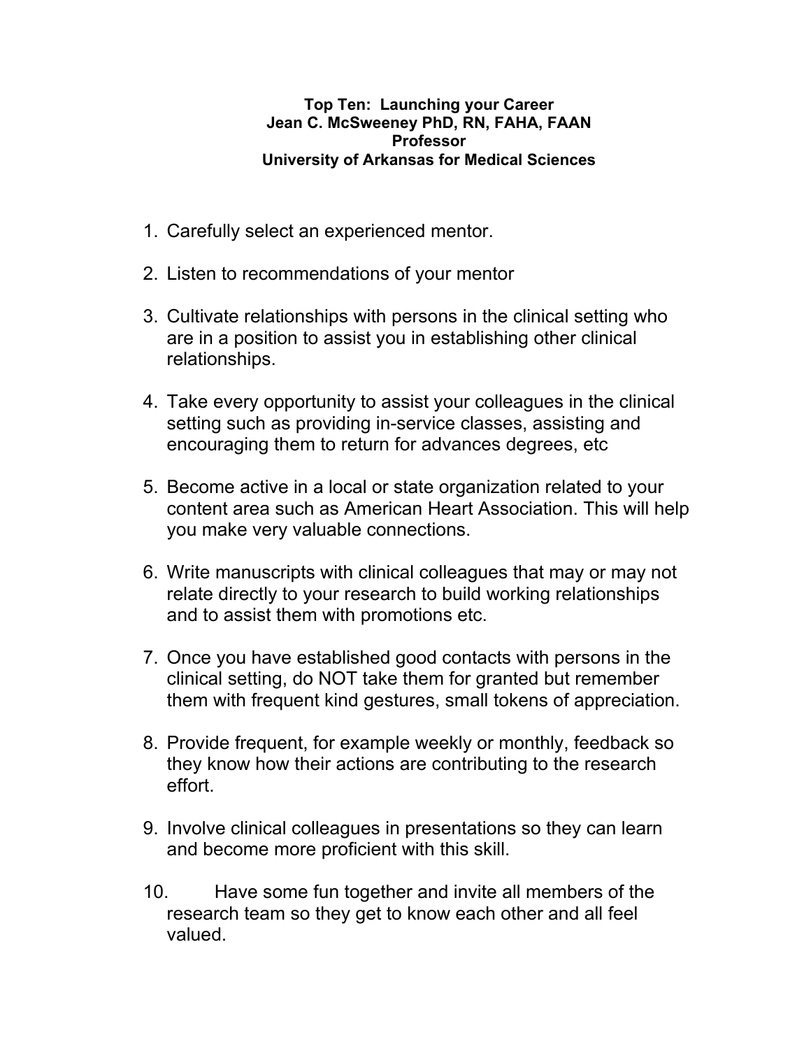**Top Ten: Launching your Career**
**Jean C. McSweeney PhD, RN, FAHA, FAAN**
**Professor**
**University of Arkansas for Medical Sciences**

1. Carefully select an experienced mentor.

2. Listen to recommendations of your mentor

3. Cultivate relationships with persons in the clinical setting who are in a position to assist you in establishing other clinical relationships.

4. Take every opportunity to assist your colleagues in the clinical setting such as providing in-service classes, assisting and encouraging them to return for advances degrees, etc

5. Become active in a local or state organization related to your content area such as American Heart Association. This will help you make very valuable connections.

6. Write manuscripts with clinical colleagues that may or may not relate directly to your research to build working relationships and to assist them with promotions etc.

7. Once you have established good contacts with persons in the clinical setting, do NOT take them for granted but remember them with frequent kind gestures, small tokens of appreciation.

8. Provide frequent, for example weekly or monthly, feedback so they know how their actions are contributing to the research effort.

9. Involve clinical colleagues in presentations so they can learn and become more proficient with this skill.

10. Have some fun together and invite all members of the research team so they get to know each other and all feel valued.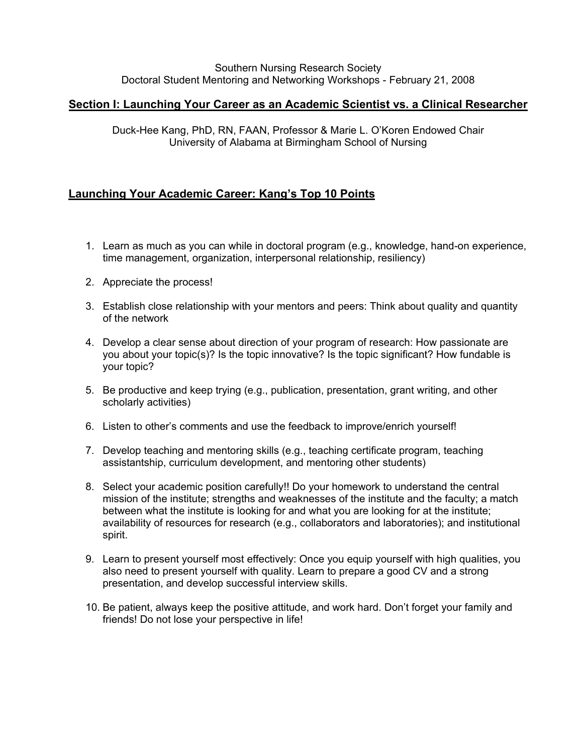Southern Nursing Research Society
Doctoral Student Mentoring and Networking Workshops - February 21, 2008

## Section I: Launching Your Career as an Academic Scientist vs. a Clinical Researcher

Duck-Hee Kang, PhD, RN, FAAN, Professor & Marie L. O'Koren Endowed Chair
University of Alabama at Birmingham School of Nursing

## Launching Your Academic Career: Kang's Top 10 Points

1. Learn as much as you can while in doctoral program (e.g., knowledge, hand-on experience, time management, organization, interpersonal relationship, resiliency)
2. Appreciate the process!
3. Establish close relationship with your mentors and peers: Think about quality and quantity of the network
4. Develop a clear sense about direction of your program of research: How passionate are you about your topic(s)? Is the topic innovative? Is the topic significant? How fundable is your topic?
5. Be productive and keep trying (e.g., publication, presentation, grant writing, and other scholarly activities)
6. Listen to other's comments and use the feedback to improve/enrich yourself!
7. Develop teaching and mentoring skills (e.g., teaching certificate program, teaching assistantship, curriculum development, and mentoring other students)
8. Select your academic position carefully!! Do your homework to understand the central mission of the institute; strengths and weaknesses of the institute and the faculty; a match between what the institute is looking for and what you are looking for at the institute; availability of resources for research (e.g., collaborators and laboratories); and institutional spirit.
9. Learn to present yourself most effectively: Once you equip yourself with high qualities, you also need to present yourself with quality. Learn to prepare a good CV and a strong presentation, and develop successful interview skills.
10. Be patient, always keep the positive attitude, and work hard. Don't forget your family and friends! Do not lose your perspective in life!